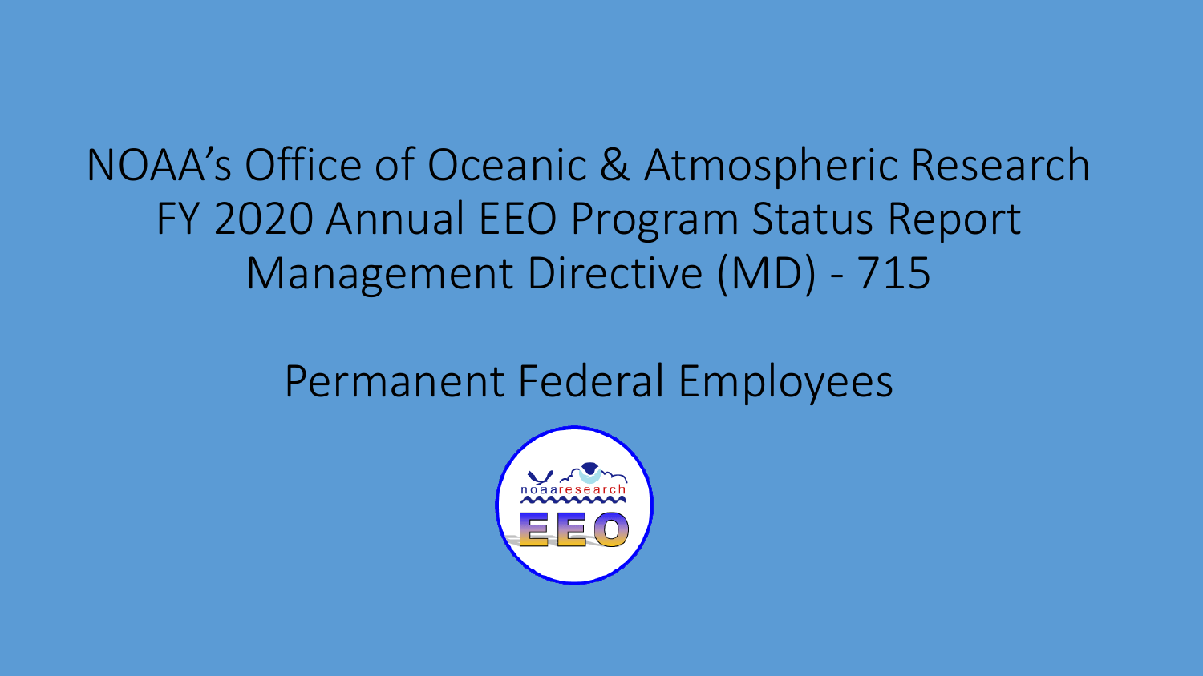# NOAA's Office of Oceanic & Atmospheric Research FY 2020 Annual EEO Program Status Report Management Directive (MD) - 715

## Permanent Federal Employees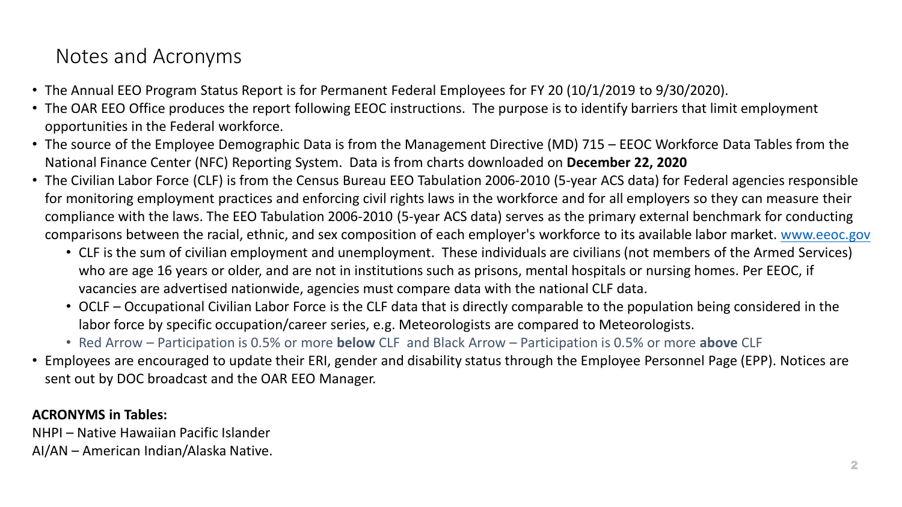# Notes and Acronyms

- The Annual EEO Program Status Report is for Permanent Federal Employees for FY 20 (10/1/2019 to 9/30/2020).
- The OAR EEO Office produces the report following EEOC instructions. The purpose is to identify barriers that limit employment opportunities in the Federal workforce.
- The source of the Employee Demographic Data is from the Management Directive (MD) 715 – EEOC Workforce Data Tables from the National Finance Center (NFC) Reporting System. Data is from charts downloaded on **December 22, 2020**
- The Civilian Labor Force (CLF) is from the Census Bureau EEO Tabulation 2006-2010 (5-year ACS data) for Federal agencies responsible for monitoring employment practices and enforcing civil rights laws in the workforce and for all employers so they can measure their compliance with the laws. The EEO Tabulation 2006-2010 (5-year ACS data) serves as the primary external benchmark for conducting comparisons between the racial, ethnic, and sex composition of each employer's workforce to its available labor market. www.eeoc.gov
  - CLF is the sum of civilian employment and unemployment. These individuals are civilians (not members of the Armed Services) who are age 16 years or older, and are not in institutions such as prisons, mental hospitals or nursing homes. Per EEOC, if vacancies are advertised nationwide, agencies must compare data with the national CLF data.
  - OCLF – Occupational Civilian Labor Force is the CLF data that is directly comparable to the population being considered in the labor force by specific occupation/career series, e.g. Meteorologists are compared to Meteorologists.
  - Red Arrow – Participation is 0.5% or more **below** CLF and Black Arrow – Participation is 0.5% or more **above** CLF
- Employees are encouraged to update their ERI, gender and disability status through the Employee Personnel Page (EPP). Notices are sent out by DOC broadcast and the OAR EEO Manager.

**ACRONYMS in Tables:**

NHPI – Native Hawaiian Pacific Islander

AI/AN – American Indian/Alaska Native.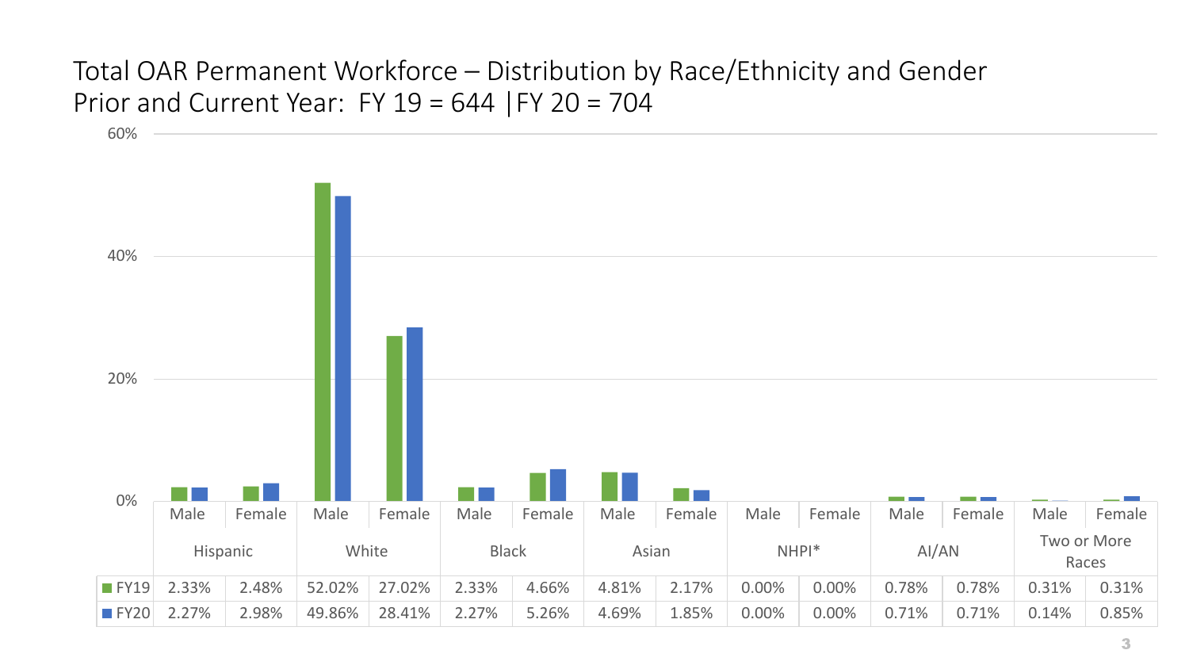# Total OAR Permanent Workforce – Distribution by Race/Ethnicity and Gender

Prior and Current Year: FY 19 = 644 | FY 20 = 704

| | Hispanic | | White | | Black | | Asian | | NHPI* | | AI/AN | | Two or More Races | |
|---|---|---|---|---|---|---|---|---|---|---|---|---|---|---|
| | Male | Female | Male | Female | Male | Female | Male | Female | Male | Female | Male | Female | Male | Female |
| FY19 | 2.33% | 2.48% | 52.02% | 27.02% | 2.33% | 4.66% | 4.81% | 2.17% | 0.00% | 0.00% | 0.78% | 0.78% | 0.31% | 0.31% |
| FY20 | 2.27% | 2.98% | 49.86% | 28.41% | 2.27% | 5.26% | 4.69% | 1.85% | 0.00% | 0.00% | 0.71% | 0.71% | 0.14% | 0.85% |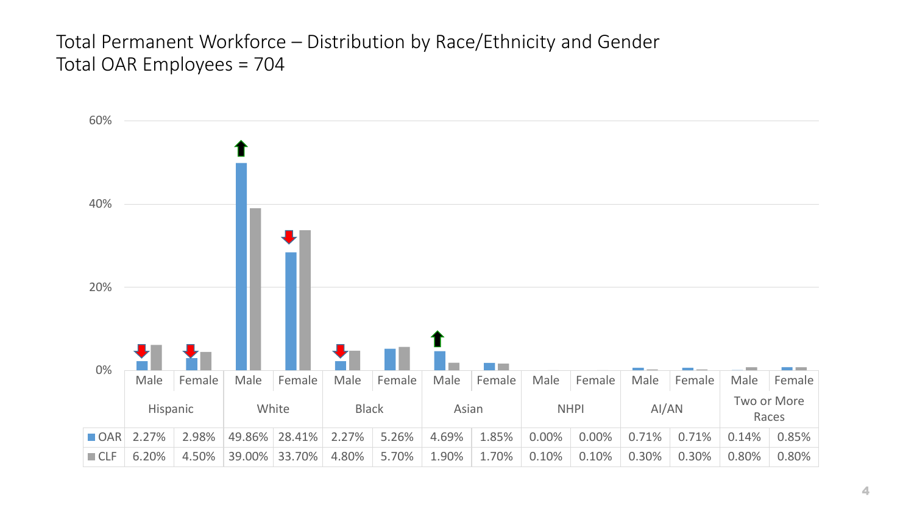# Total Permanent Workforce – Distribution by Race/Ethnicity and Gender
Total OAR Employees = 704

| | Hispanic | | White | | Black | | Asian | | NHPI | | AI/AN | | Two or More Races | |
|---|---|---|---|---|---|---|---|---|---|---|---|---|---|---|
| | Male | Female | Male | Female | Male | Female | Male | Female | Male | Female | Male | Female | Male | Female |
| OAR | 2.27% | 2.98% | 49.86% | 28.41% | 2.27% | 5.26% | 4.69% | 1.85% | 0.00% | 0.00% | 0.71% | 0.71% | 0.14% | 0.85% |
| CLF | 6.20% | 4.50% | 39.00% | 33.70% | 4.80% | 5.70% | 1.90% | 1.70% | 0.10% | 0.10% | 0.30% | 0.30% | 0.80% | 0.80% |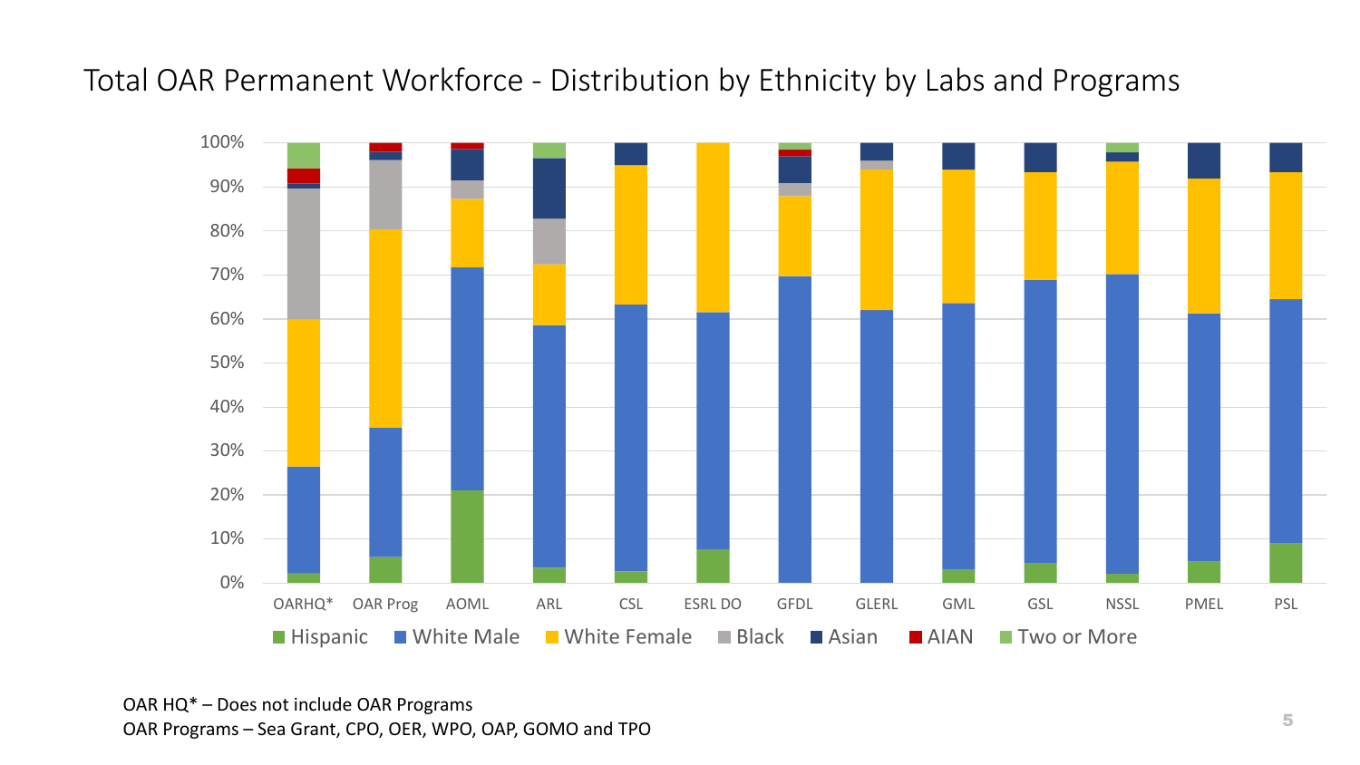# Total OAR Permanent Workforce - Distribution by Ethnicity by Labs and Programs

100%
90%
80%
70%
60%
50%
40%
30%
20%
10%
0%

OARHQ* OAR Prog AOML ARL CSL ESRL DO GFDL GLERL GML GSL NSSL PMEL PSL

Hispanic | White Male | White Female | Black | Asian | AIAN | Two or More

OAR HQ* – Does not include OAR Programs
OAR Programs – Sea Grant, CPO, OER, WPO, OAP, GOMO and TPO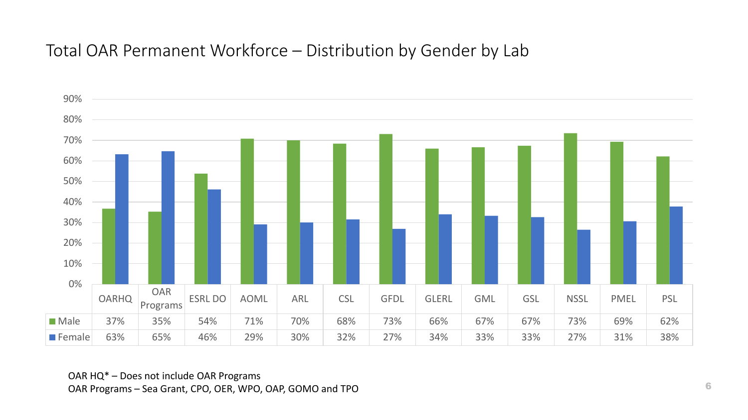# Total OAR Permanent Workforce – Distribution by Gender by Lab

| | OARHQ | OAR Programs | ESRL DO | AOML | ARL | CSL | GFDL | GLERL | GML | GSL | NSSL | PMEL | PSL |
|---|---|---|---|---|---|---|---|---|---|---|---|---|---|
| Male | 37% | 35% | 54% | 71% | 70% | 68% | 73% | 66% | 67% | 67% | 73% | 69% | 62% |
| Female | 63% | 65% | 46% | 29% | 30% | 32% | 27% | 34% | 33% | 33% | 27% | 31% | 38% |

OAR HQ* – Does not include OAR Programs
OAR Programs – Sea Grant, CPO, OER, WPO, OAP, GOMO and TPO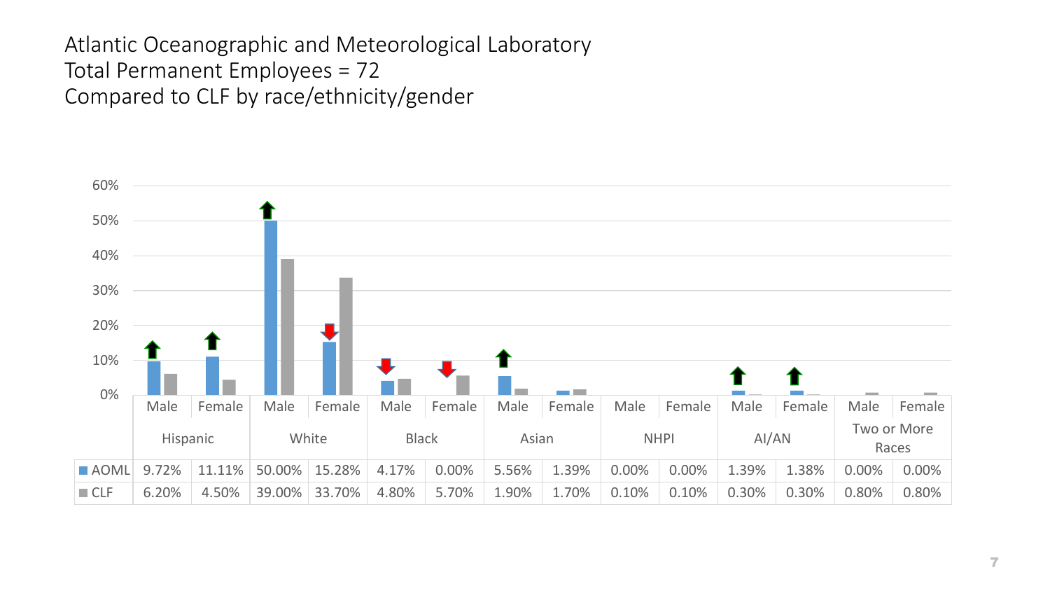Atlantic Oceanographic and Meteorological Laboratory
Total Permanent Employees = 72
Compared to CLF by race/ethnicity/gender

| | Hispanic | | White | | Black | | Asian | | NHPI | | AI/AN | | Two or More Races | |
|---|---|---|---|---|---|---|---|---|---|---|---|---|---|---|
| | Male | Female | Male | Female | Male | Female | Male | Female | Male | Female | Male | Female | Male | Female |
| AOML | 9.72% | 11.11% | 50.00% | 15.28% | 4.17% | 0.00% | 5.56% | 1.39% | 0.00% | 0.00% | 1.39% | 1.38% | 0.00% | 0.00% |
| CLF | 6.20% | 4.50% | 39.00% | 33.70% | 4.80% | 5.70% | 1.90% | 1.70% | 0.10% | 0.10% | 0.30% | 0.30% | 0.80% | 0.80% |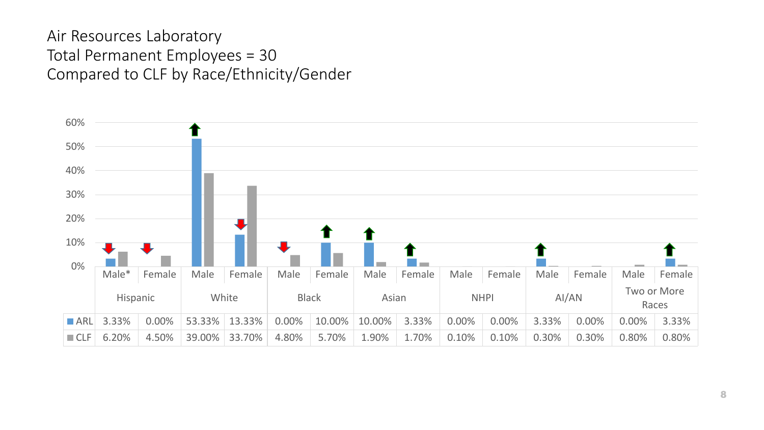# Air Resources Laboratory
## Total Permanent Employees = 30
## Compared to CLF by Race/Ethnicity/Gender

| | Hispanic | | White | | Black | | Asian | | NHPI | | AI/AN | | Two or More Races | |
|---|---|---|---|---|---|---|---|---|---|---|---|---|---|---|
| | Male* | Female | Male | Female | Male | Female | Male | Female | Male | Female | Male | Female | Male | Female |
| ARL | 3.33% | 0.00% | 53.33% | 13.33% | 0.00% | 10.00% | 10.00% | 3.33% | 0.00% | 0.00% | 3.33% | 0.00% | 0.00% | 3.33% |
| CLF | 6.20% | 4.50% | 39.00% | 33.70% | 4.80% | 5.70% | 1.90% | 1.70% | 0.10% | 0.10% | 0.30% | 0.30% | 0.80% | 0.80% |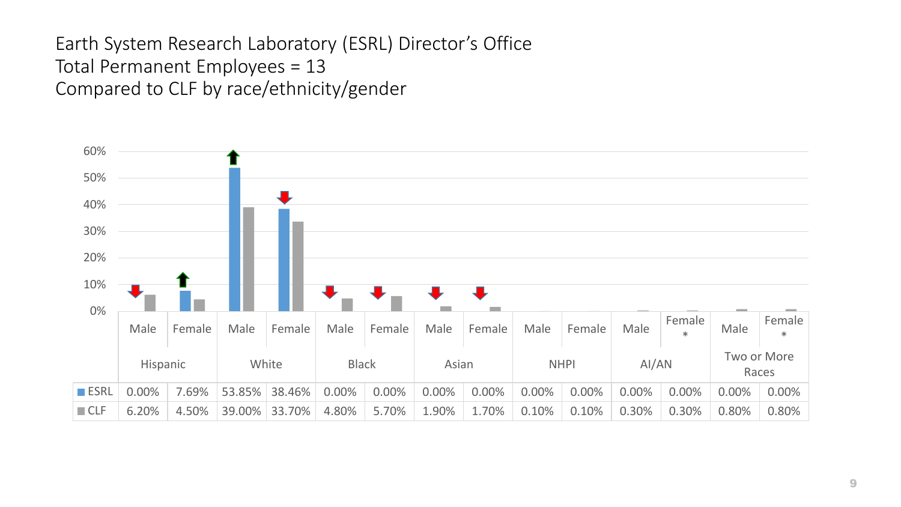# Earth System Research Laboratory (ESRL) Director's Office
# Total Permanent Employees = 13
# Compared to CLF by race/ethnicity/gender

| | Hispanic | | White | | Black | | Asian | | NHPI | | AI/AN | | Two or More Races | |
|---|---|---|---|---|---|---|---|---|---|---|---|---|---|---|
| | Male | Female | Male | Female | Male | Female | Male | Female | Male | Female | Male | Female * | Male | Female * |
| ESRL | 0.00% | 7.69% | 53.85% | 38.46% | 0.00% | 0.00% | 0.00% | 0.00% | 0.00% | 0.00% | 0.00% | 0.00% | 0.00% | 0.00% |
| CLF | 6.20% | 4.50% | 39.00% | 33.70% | 4.80% | 5.70% | 1.90% | 1.70% | 0.10% | 0.10% | 0.30% | 0.30% | 0.80% | 0.80% |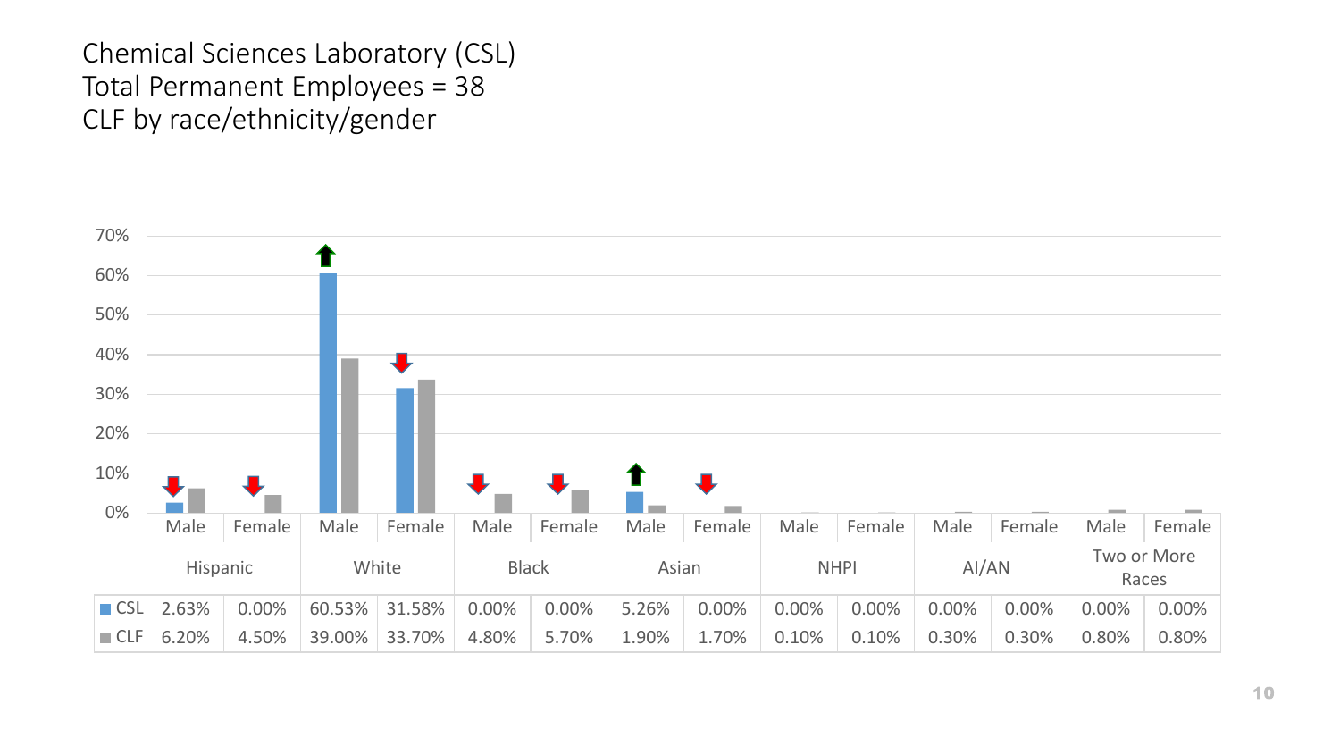# Chemical Sciences Laboratory (CSL)
# Total Permanent Employees = 38
# CLF by race/ethnicity/gender

| | Hispanic | | White | | Black | | Asian | | NHPI | | AI/AN | | Two or More Races | |
|---|---|---|---|---|---|---|---|---|---|---|---|---|---|---|
| | Male | Female | Male | Female | Male | Female | Male | Female | Male | Female | Male | Female | Male | Female |
| CSL | 2.63% | 0.00% | 60.53% | 31.58% | 0.00% | 0.00% | 5.26% | 0.00% | 0.00% | 0.00% | 0.00% | 0.00% | 0.00% | 0.00% |
| CLF | 6.20% | 4.50% | 39.00% | 33.70% | 4.80% | 5.70% | 1.90% | 1.70% | 0.10% | 0.10% | 0.30% | 0.30% | 0.80% | 0.80% |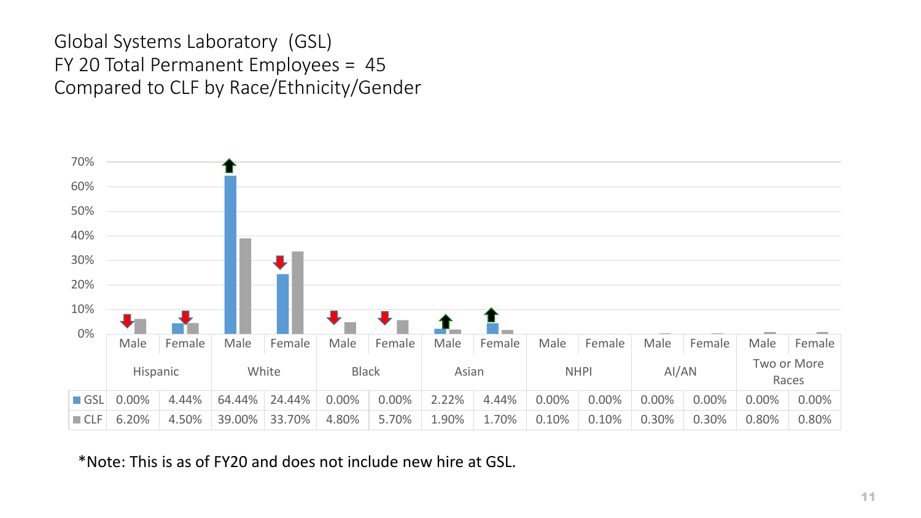# Global Systems Laboratory (GSL)
# FY 20 Total Permanent Employees = 45
# Compared to CLF by Race/Ethnicity/Gender

| | Hispanic | | White | | Black | | Asian | | NHPI | | AI/AN | | Two or More Races | |
|---|---|---|---|---|---|---|---|---|---|---|---|---|---|---|
| | Male | Female | Male | Female | Male | Female | Male | Female | Male | Female | Male | Female | Male | Female |
| GSL | 0.00% | 4.44% | 64.44% | 24.44% | 0.00% | 0.00% | 2.22% | 4.44% | 0.00% | 0.00% | 0.00% | 0.00% | 0.00% | 0.00% |
| CLF | 6.20% | 4.50% | 39.00% | 33.70% | 4.80% | 5.70% | 1.90% | 1.70% | 0.10% | 0.10% | 0.30% | 0.30% | 0.80% | 0.80% |

*Note: This is as of FY20 and does not include new hire at GSL.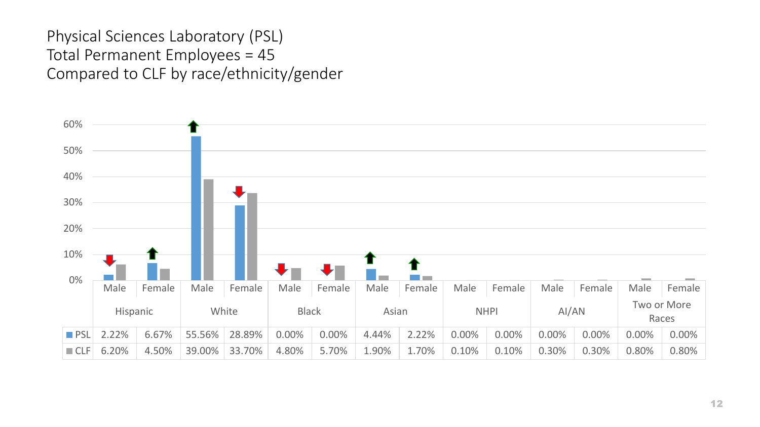Physical Sciences Laboratory (PSL)
Total Permanent Employees = 45
Compared to CLF by race/ethnicity/gender

| | Hispanic | | White | | Black | | Asian | | NHPI | | AI/AN | | Two or More Races | |
|---|---|---|---|---|---|---|---|---|---|---|---|---|---|---|
| | Male | Female | Male | Female | Male | Female | Male | Female | Male | Female | Male | Female | Male | Female |
| PSL | 2.22% | 6.67% | 55.56% | 28.89% | 0.00% | 0.00% | 4.44% | 2.22% | 0.00% | 0.00% | 0.00% | 0.00% | 0.00% | 0.00% |
| CLF | 6.20% | 4.50% | 39.00% | 33.70% | 4.80% | 5.70% | 1.90% | 1.70% | 0.10% | 0.10% | 0.30% | 0.30% | 0.80% | 0.80% |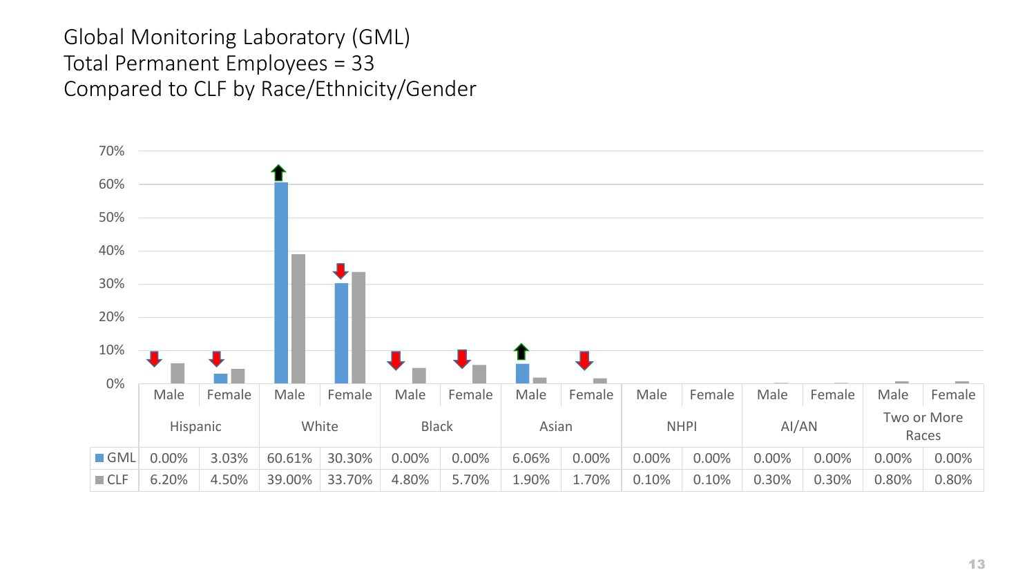# Global Monitoring Laboratory (GML)
# Total Permanent Employees = 33
# Compared to CLF by Race/Ethnicity/Gender

| | Hispanic | | White | | Black | | Asian | | NHPI | | AI/AN | | Two or More Races | |
|---|---|---|---|---|---|---|---|---|---|---|---|---|---|---|
| | Male | Female | Male | Female | Male | Female | Male | Female | Male | Female | Male | Female | Male | Female |
| GML | 0.00% | 3.03% | 60.61% | 30.30% | 0.00% | 0.00% | 6.06% | 0.00% | 0.00% | 0.00% | 0.00% | 0.00% | 0.00% | 0.00% |
| CLF | 6.20% | 4.50% | 39.00% | 33.70% | 4.80% | 5.70% | 1.90% | 1.70% | 0.10% | 0.10% | 0.30% | 0.30% | 0.80% | 0.80% |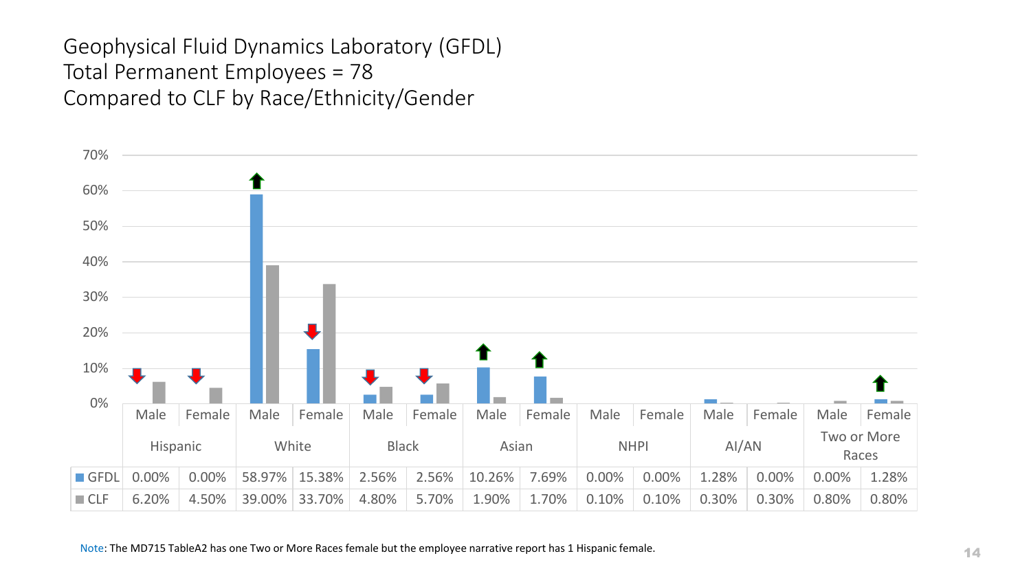# Geophysical Fluid Dynamics Laboratory (GFDL)
# Total Permanent Employees = 78
# Compared to CLF by Race/Ethnicity/Gender

| | Hispanic | | White | | Black | | Asian | | NHPI | | AI/AN | | Two or More Races | |
|---|---|---|---|---|---|---|---|---|---|---|---|---|---|---|
| | Male | Female | Male | Female | Male | Female | Male | Female | Male | Female | Male | Female | Male | Female |
| GFDL | 0.00% | 0.00% | 58.97% | 15.38% | 2.56% | 2.56% | 10.26% | 7.69% | 0.00% | 0.00% | 1.28% | 0.00% | 0.00% | 1.28% |
| CLF | 6.20% | 4.50% | 39.00% | 33.70% | 4.80% | 5.70% | 1.90% | 1.70% | 0.10% | 0.10% | 0.30% | 0.30% | 0.80% | 0.80% |

Note: The MD715 TableA2 has one Two or More Races female but the employee narrative report has 1 Hispanic female.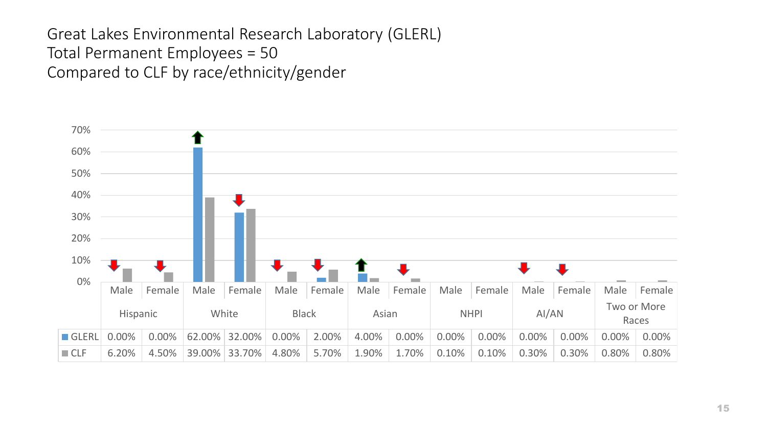Great Lakes Environmental Research Laboratory (GLERL)
Total Permanent Employees = 50
Compared to CLF by race/ethnicity/gender

| | Hispanic | | White | | Black | | Asian | | NHPI | | AI/AN | | Two or More Races | |
|---|---|---|---|---|---|---|---|---|---|---|---|---|---|---|
| | Male | Female | Male | Female | Male | Female | Male | Female | Male | Female | Male | Female | Male | Female |
| GLERL | 0.00% | 0.00% | 62.00% | 32.00% | 0.00% | 2.00% | 4.00% | 0.00% | 0.00% | 0.00% | 0.00% | 0.00% | 0.00% | 0.00% |
| CLF | 6.20% | 4.50% | 39.00% | 33.70% | 4.80% | 5.70% | 1.90% | 1.70% | 0.10% | 0.10% | 0.30% | 0.30% | 0.80% | 0.80% |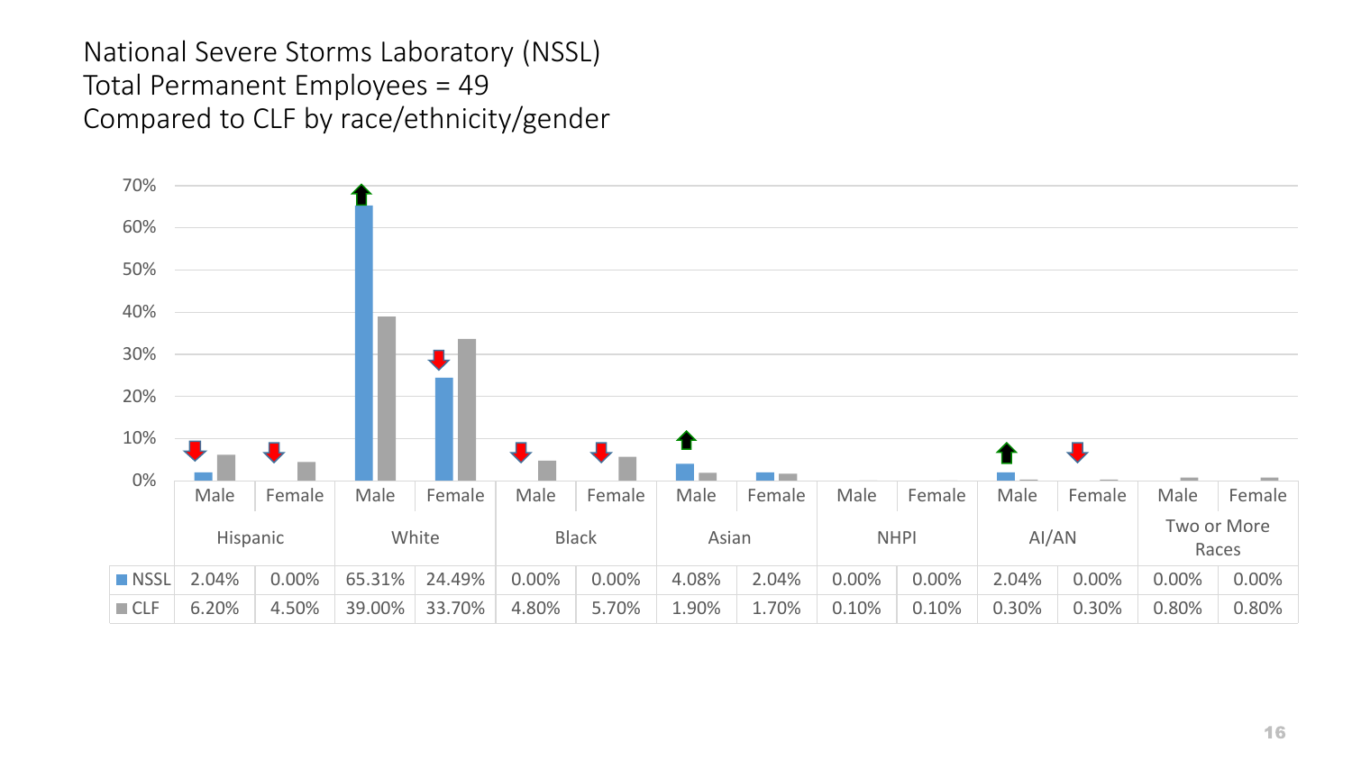# National Severe Storms Laboratory (NSSL)
# Total Permanent Employees = 49
# Compared to CLF by race/ethnicity/gender

| | Hispanic | | White | | Black | | Asian | | NHPI | | AI/AN | | Two or More Races | |
|---|---|---|---|---|---|---|---|---|---|---|---|---|---|---|
| | Male | Female | Male | Female | Male | Female | Male | Female | Male | Female | Male | Female | Male | Female |
| NSSL | 2.04% | 0.00% | 65.31% | 24.49% | 0.00% | 0.00% | 4.08% | 2.04% | 0.00% | 0.00% | 2.04% | 0.00% | 0.00% | 0.00% |
| CLF | 6.20% | 4.50% | 39.00% | 33.70% | 4.80% | 5.70% | 1.90% | 1.70% | 0.10% | 0.10% | 0.30% | 0.30% | 0.80% | 0.80% |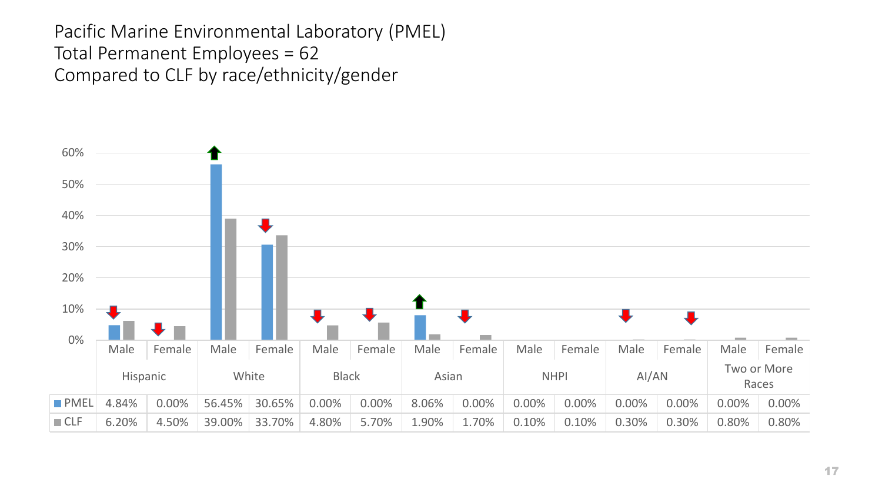# Pacific Marine Environmental Laboratory (PMEL)
# Total Permanent Employees = 62
# Compared to CLF by race/ethnicity/gender

| | Hispanic | | White | | Black | | Asian | | NHPI | | AI/AN | | Two or More Races | |
|---|---|---|---|---|---|---|---|---|---|---|---|---|---|---|
| | Male | Female | Male | Female | Male | Female | Male | Female | Male | Female | Male | Female | Male | Female |
| PMEL | 4.84% | 0.00% | 56.45% | 30.65% | 0.00% | 0.00% | 8.06% | 0.00% | 0.00% | 0.00% | 0.00% | 0.00% | 0.00% | 0.00% |
| CLF | 6.20% | 4.50% | 39.00% | 33.70% | 4.80% | 5.70% | 1.90% | 1.70% | 0.10% | 0.10% | 0.30% | 0.30% | 0.80% | 0.80% |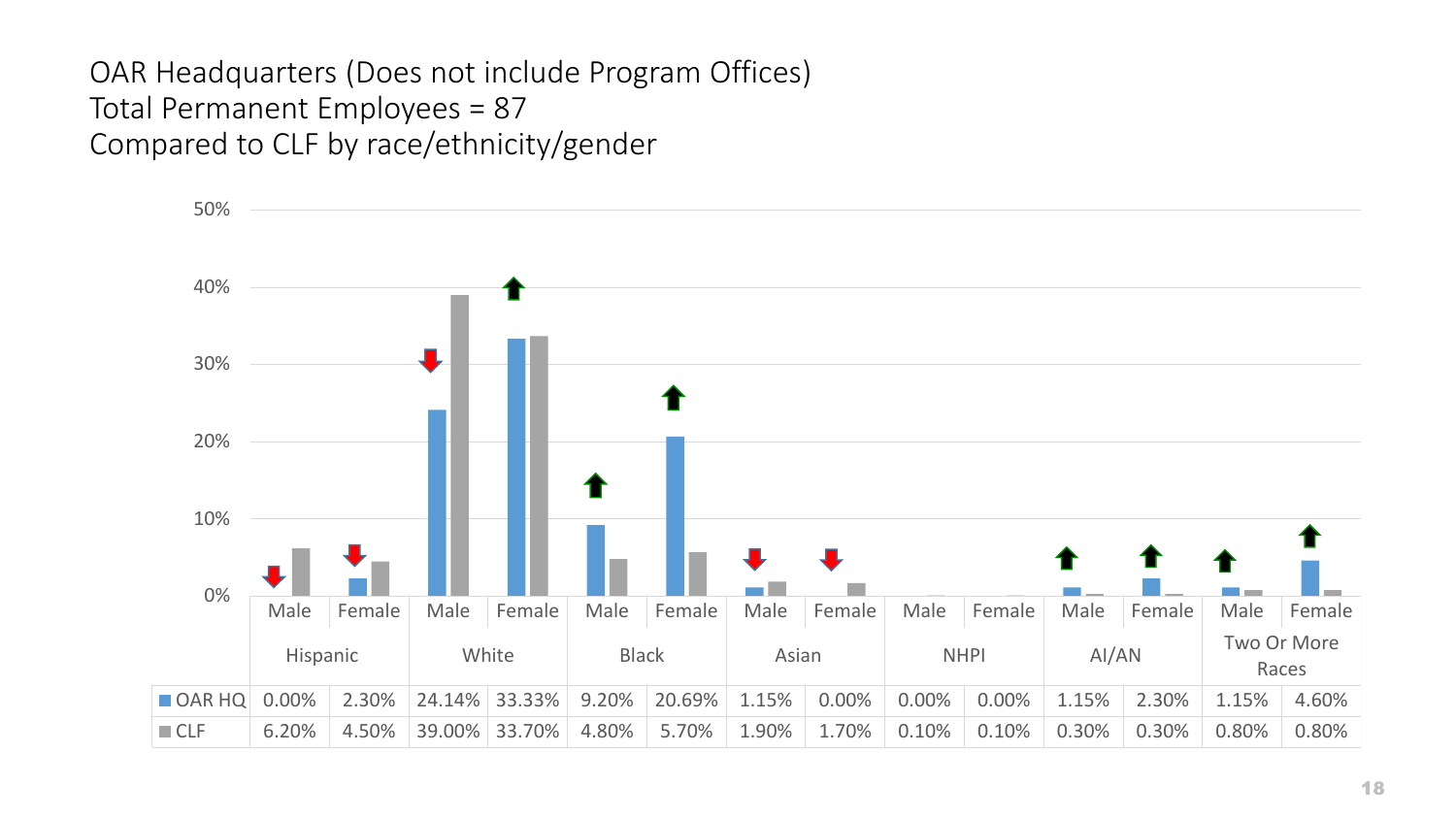OAR Headquarters (Does not include Program Offices)
Total Permanent Employees = 87
Compared to CLF by race/ethnicity/gender

| | Hispanic | | White | | Black | | Asian | | NHPI | | AI/AN | | Two Or More Races | |
|---|---|---|---|---|---|---|---|---|---|---|---|---|---|---|
| | Male | Female | Male | Female | Male | Female | Male | Female | Male | Female | Male | Female | Male | Female |
| OAR HQ | 0.00% | 2.30% | 24.14% | 33.33% | 9.20% | 20.69% | 1.15% | 0.00% | 0.00% | 0.00% | 1.15% | 2.30% | 1.15% | 4.60% |
| CLF | 6.20% | 4.50% | 39.00% | 33.70% | 4.80% | 5.70% | 1.90% | 1.70% | 0.10% | 0.10% | 0.30% | 0.30% | 0.80% | 0.80% |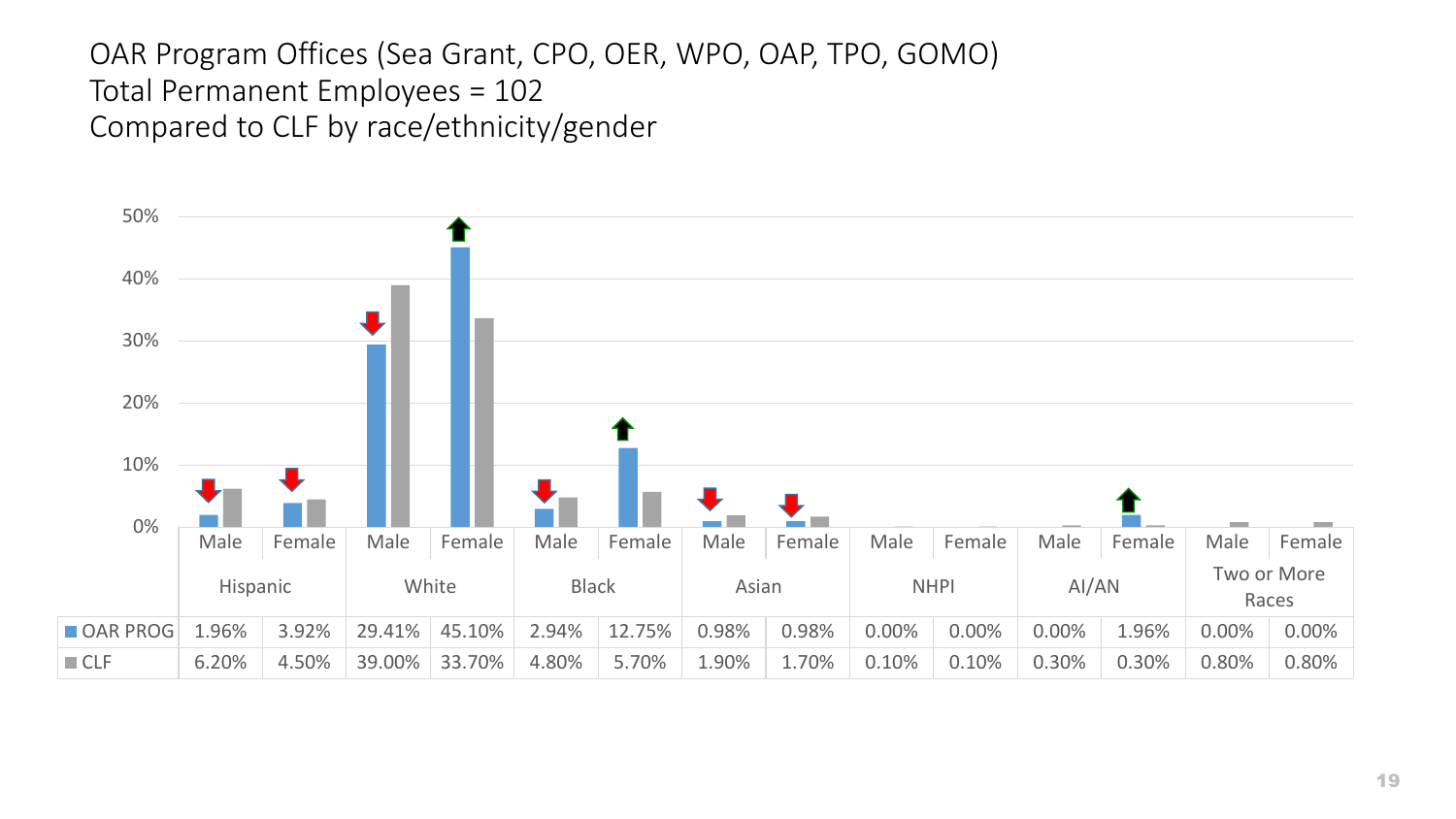# OAR Program Offices (Sea Grant, CPO, OER, WPO, OAP, TPO, GOMO)
# Total Permanent Employees = 102
# Compared to CLF by race/ethnicity/gender

| | Hispanic | | White | | Black | | Asian | | NHPI | | AI/AN | | Two or More Races | |
|---|---|---|---|---|---|---|---|---|---|---|---|---|---|---|
| | Male | Female | Male | Female | Male | Female | Male | Female | Male | Female | Male | Female | Male | Female |
| OAR PROG | 1.96% | 3.92% | 29.41% | 45.10% | 2.94% | 12.75% | 0.98% | 0.98% | 0.00% | 0.00% | 0.00% | 1.96% | 0.00% | 0.00% |
| CLF | 6.20% | 4.50% | 39.00% | 33.70% | 4.80% | 5.70% | 1.90% | 1.70% | 0.10% | 0.10% | 0.30% | 0.30% | 0.80% | 0.80% |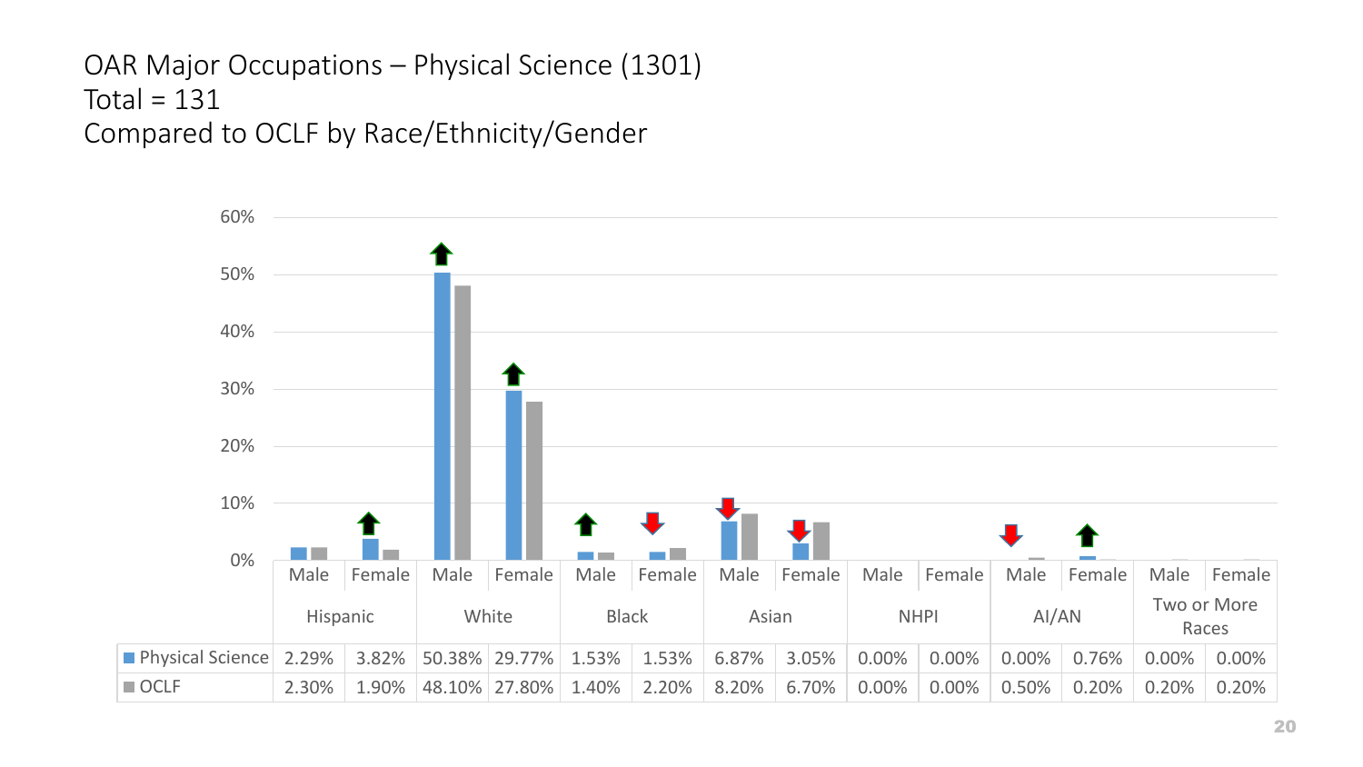# OAR Major Occupations – Physical Science (1301)
# Total = 131
# Compared to OCLF by Race/Ethnicity/Gender

| | Hispanic | | White | | Black | | Asian | | NHPI | | AI/AN | | Two or More Races | |
|---|---|---|---|---|---|---|---|---|---|---|---|---|---|---|
| | Male | Female | Male | Female | Male | Female | Male | Female | Male | Female | Male | Female | Male | Female |
| Physical Science | 2.29% | 3.82% | 50.38% | 29.77% | 1.53% | 1.53% | 6.87% | 3.05% | 0.00% | 0.00% | 0.00% | 0.76% | 0.00% | 0.00% |
| OCLF | 2.30% | 1.90% | 48.10% | 27.80% | 1.40% | 2.20% | 8.20% | 6.70% | 0.00% | 0.00% | 0.50% | 0.20% | 0.20% | 0.20% |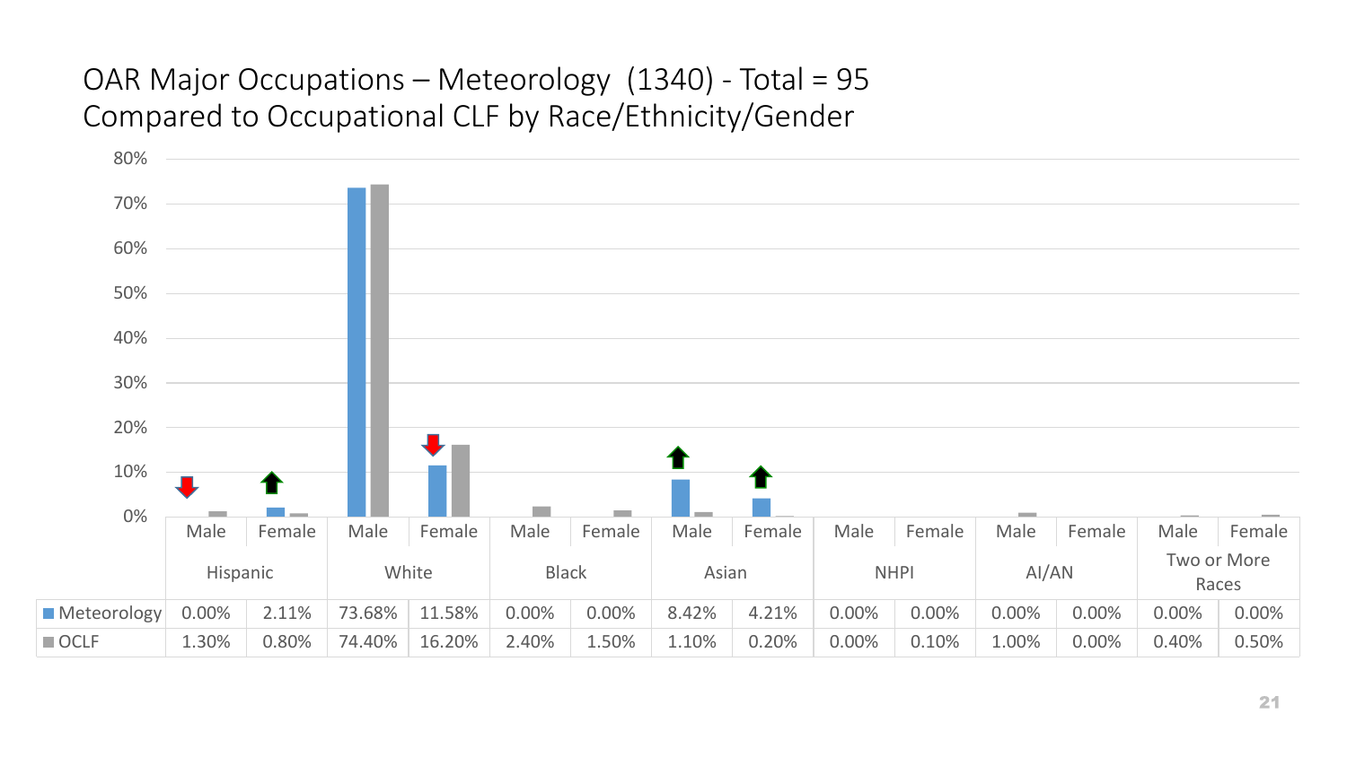# OAR Major Occupations – Meteorology (1340) - Total = 95
## Compared to Occupational CLF by Race/Ethnicity/Gender

| | Hispanic | | White | | Black | | Asian | | NHPI | | AI/AN | | Two or More Races | |
|---|---|---|---|---|---|---|---|---|---|---|---|---|---|---|
| | Male | Female | Male | Female | Male | Female | Male | Female | Male | Female | Male | Female | Male | Female |
| Meteorology | 0.00% | 2.11% | 73.68% | 11.58% | 0.00% | 0.00% | 8.42% | 4.21% | 0.00% | 0.00% | 0.00% | 0.00% | 0.00% | 0.00% |
| OCLF | 1.30% | 0.80% | 74.40% | 16.20% | 2.40% | 1.50% | 1.10% | 0.20% | 0.00% | 0.10% | 1.00% | 0.00% | 0.40% | 0.50% |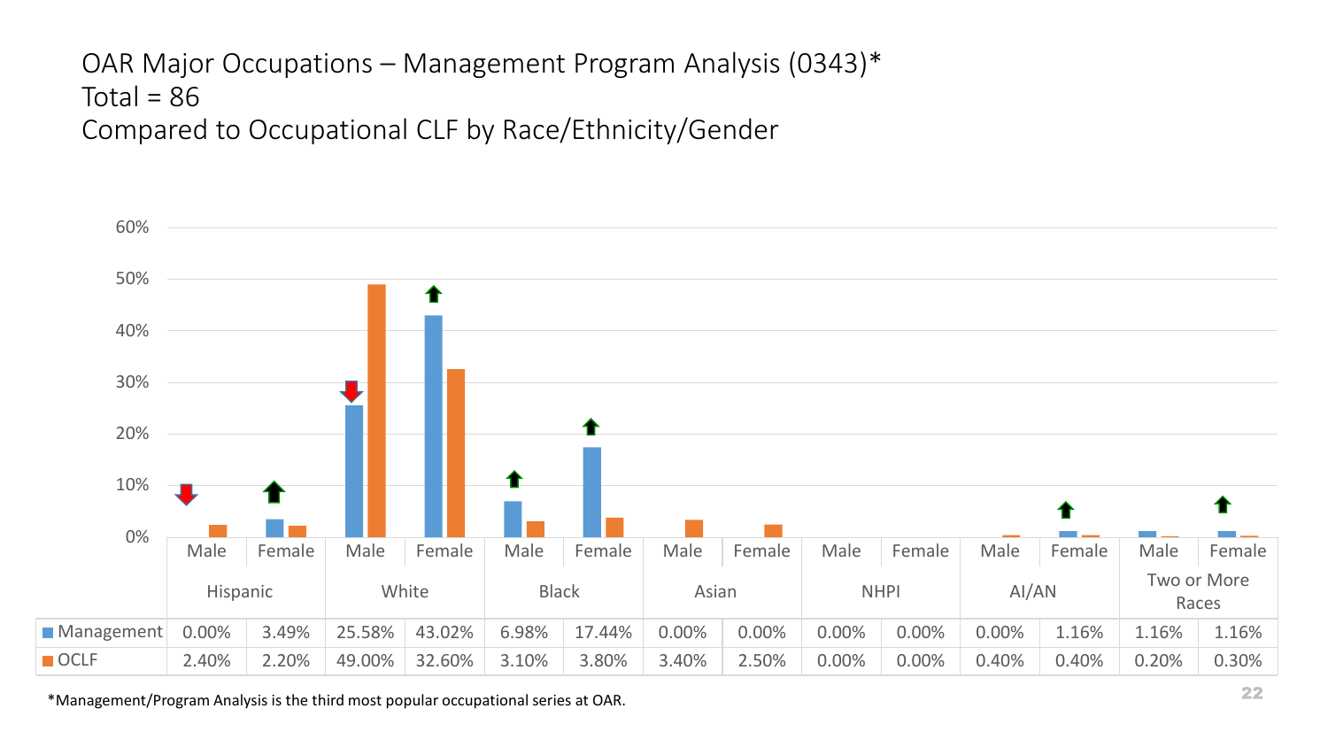# OAR Major Occupations – Management Program Analysis (0343)*
Total = 86
Compared to Occupational CLF by Race/Ethnicity/Gender

| | Hispanic | | White | | Black | | Asian | | NHPI | | AI/AN | | Two or More Races | |
|---|---|---|---|---|---|---|---|---|---|---|---|---|---|---|
| | Male | Female | Male | Female | Male | Female | Male | Female | Male | Female | Male | Female | Male | Female |
| Management | 0.00% | 3.49% | 25.58% | 43.02% | 6.98% | 17.44% | 0.00% | 0.00% | 0.00% | 0.00% | 0.00% | 1.16% | 1.16% | 1.16% |
| OCLF | 2.40% | 2.20% | 49.00% | 32.60% | 3.10% | 3.80% | 3.40% | 2.50% | 0.00% | 0.00% | 0.40% | 0.40% | 0.20% | 0.30% |

*Management/Program Analysis is the third most popular occupational series at OAR.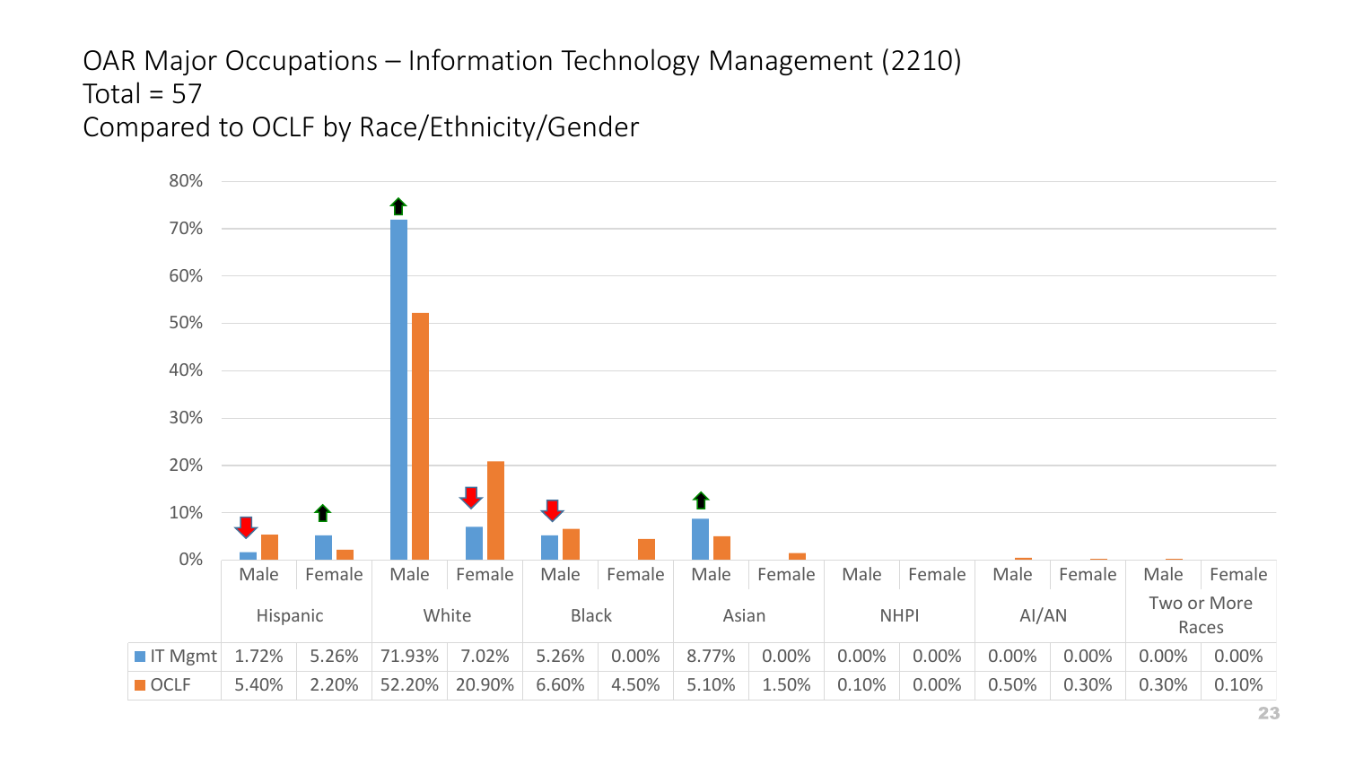# OAR Major Occupations – Information Technology Management (2210)
Total = 57
Compared to OCLF by Race/Ethnicity/Gender

| | Hispanic | | White | | Black | | Asian | | NHPI | | AI/AN | | Two or More Races | |
|---|---|---|---|---|---|---|---|---|---|---|---|---|---|---|
| | Male | Female | Male | Female | Male | Female | Male | Female | Male | Female | Male | Female | Male | Female |
| IT Mgmt | 1.72% | 5.26% | 71.93% | 7.02% | 5.26% | 0.00% | 8.77% | 0.00% | 0.00% | 0.00% | 0.00% | 0.00% | 0.00% | 0.00% |
| OCLF | 5.40% | 2.20% | 52.20% | 20.90% | 6.60% | 4.50% | 5.10% | 1.50% | 0.10% | 0.00% | 0.50% | 0.30% | 0.30% | 0.10% |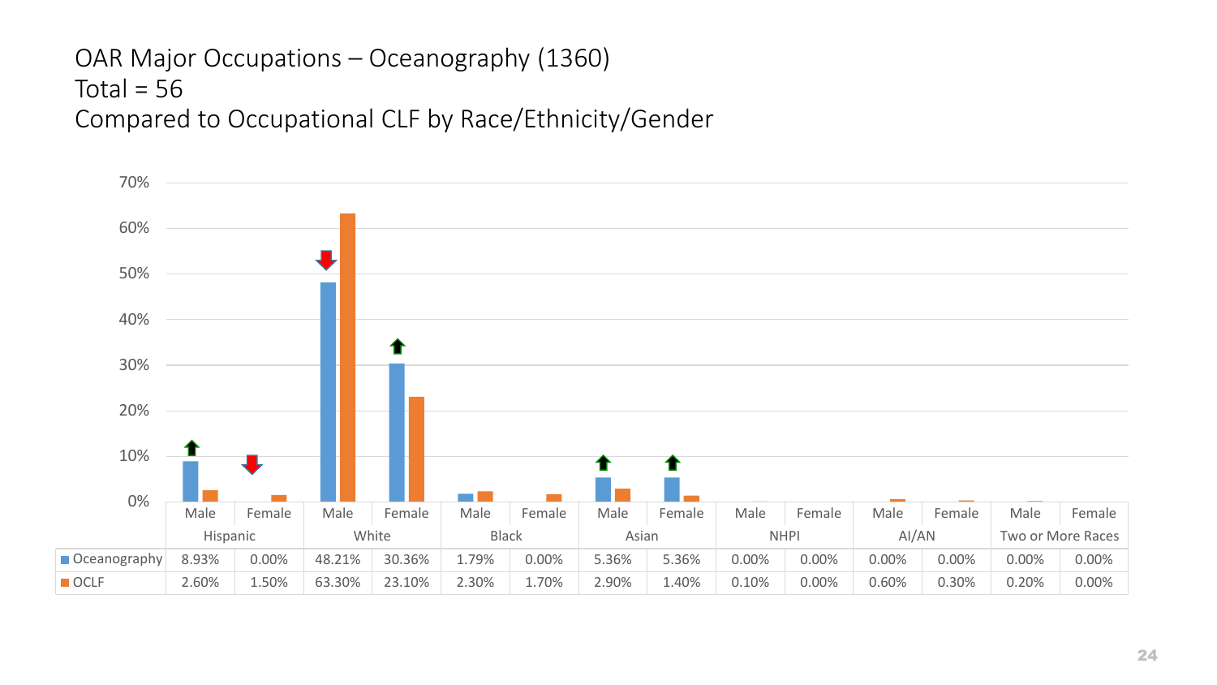# OAR Major Occupations – Oceanography (1360)
# Total = 56
# Compared to Occupational CLF by Race/Ethnicity/Gender

| | Hispanic | | White | | Black | | Asian | | NHPI | | AI/AN | | Two or More Races | |
|---|---|---|---|---|---|---|---|---|---|---|---|---|---|---|
| | Male | Female | Male | Female | Male | Female | Male | Female | Male | Female | Male | Female | Male | Female |
| Oceanography | 8.93% | 0.00% | 48.21% | 30.36% | 1.79% | 0.00% | 5.36% | 5.36% | 0.00% | 0.00% | 0.00% | 0.00% | 0.00% | 0.00% |
| OCLF | 2.60% | 1.50% | 63.30% | 23.10% | 2.30% | 1.70% | 2.90% | 1.40% | 0.10% | 0.00% | 0.60% | 0.30% | 0.20% | 0.00% |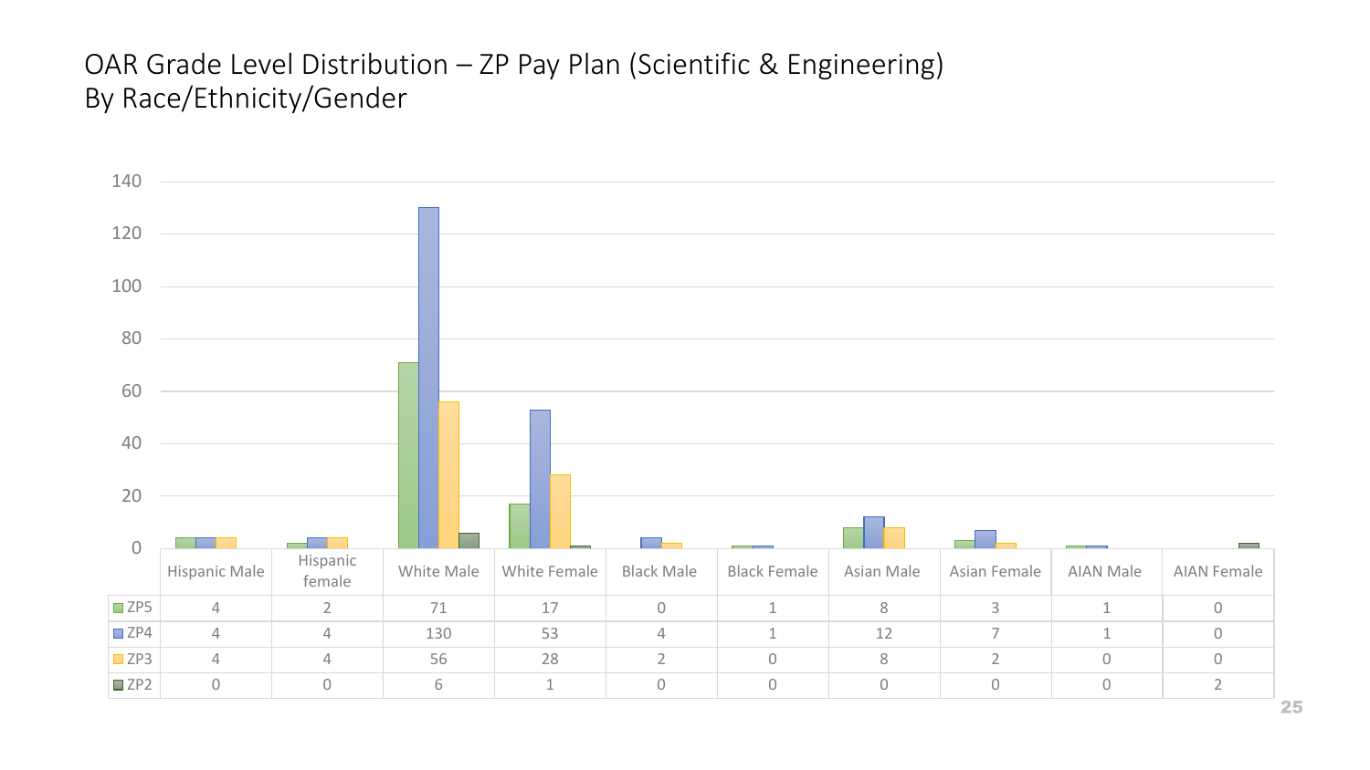# OAR Grade Level Distribution – ZP Pay Plan (Scientific & Engineering)
By Race/Ethnicity/Gender

| | Hispanic Male | Hispanic female | White Male | White Female | Black Male | Black Female | Asian Male | Asian Female | AIAN Male | AIAN Female |
|---|---|---|---|---|---|---|---|---|---|---|
| ZP5 | 4 | 2 | 71 | 17 | 0 | 1 | 8 | 3 | 1 | 0 |
| ZP4 | 4 | 4 | 130 | 53 | 4 | 1 | 12 | 7 | 1 | 0 |
| ZP3 | 4 | 4 | 56 | 28 | 2 | 0 | 8 | 2 | 0 | 0 |
| ZP2 | 0 | 0 | 6 | 1 | 0 | 0 | 0 | 0 | 0 | 2 |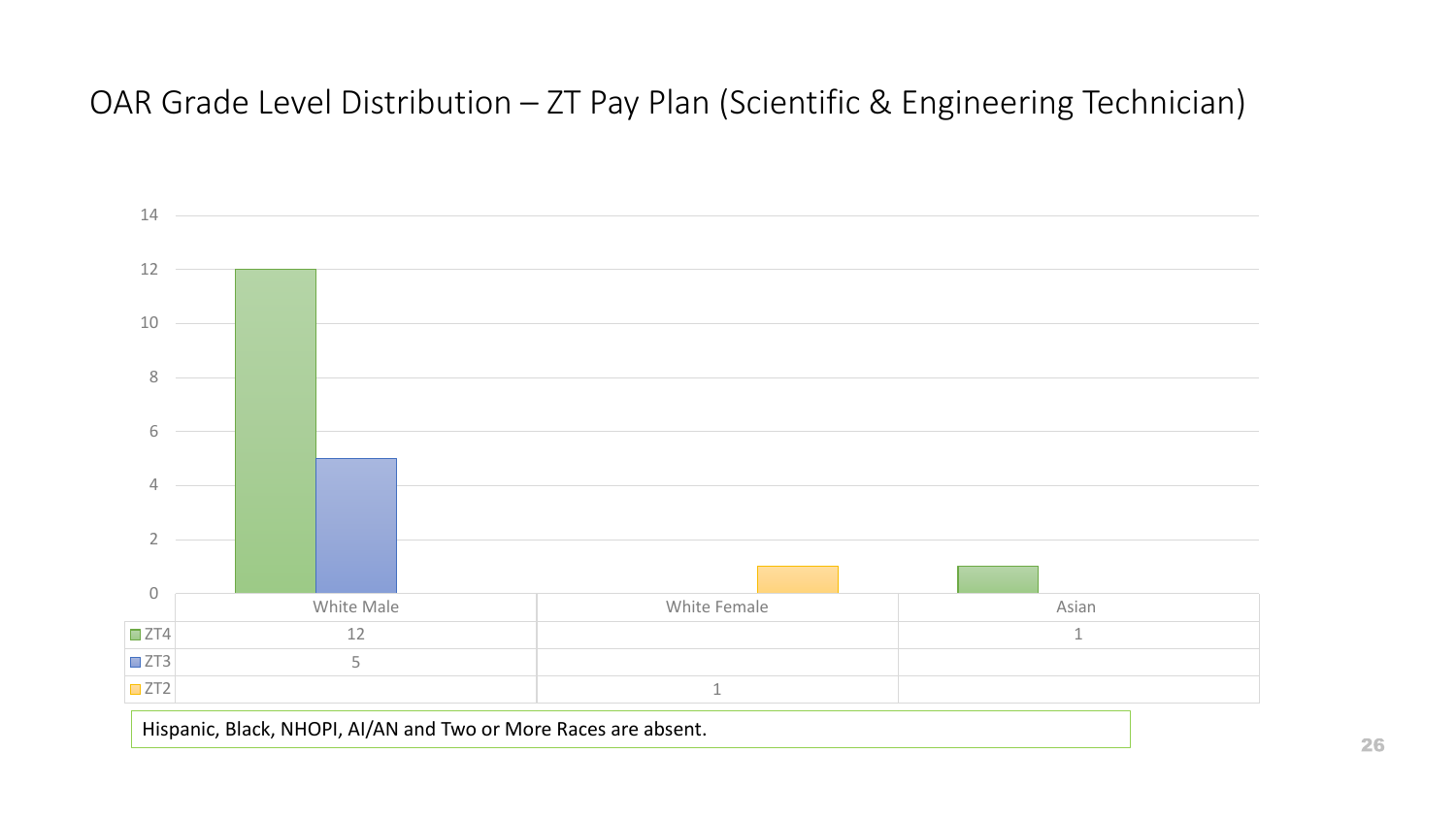# OAR Grade Level Distribution – ZT Pay Plan (Scientific & Engineering Technician)

| | White Male | White Female | Asian |
|---|---|---|---|
| ZT4 | 12 | | 1 |
| ZT3 | 5 | | |
| ZT2 | | 1 | |

Hispanic, Black, NHOPI, AI/AN and Two or More Races are absent.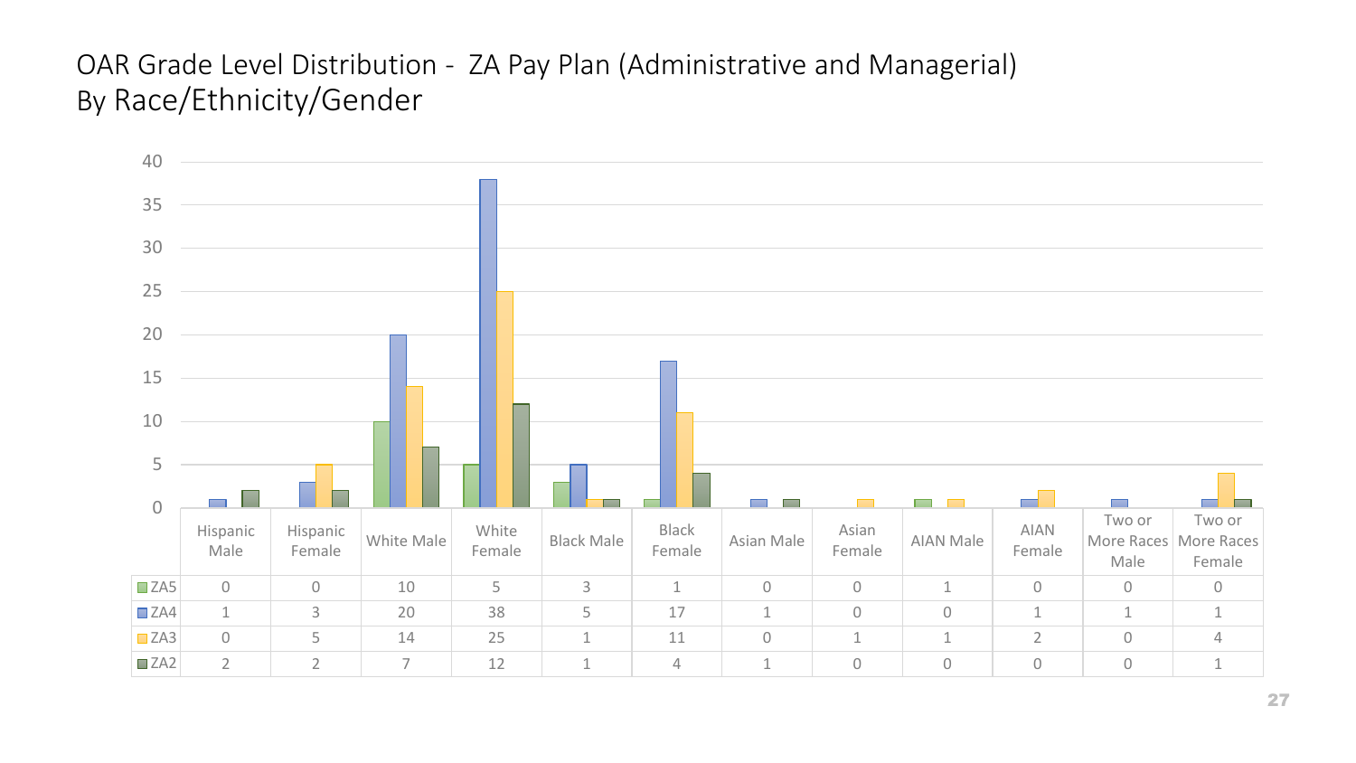# OAR Grade Level Distribution - ZA Pay Plan (Administrative and Managerial) By Race/Ethnicity/Gender

| | Hispanic Male | Hispanic Female | White Male | White Female | Black Male | Black Female | Asian Male | Asian Female | AIAN Male | AIAN Female | Two or More Races Male | Two or More Races Female |
|---|---|---|---|---|---|---|---|---|---|---|---|---|
| ZA5 | 0 | 0 | 10 | 5 | 3 | 1 | 0 | 0 | 1 | 0 | 0 | 0 |
| ZA4 | 1 | 3 | 20 | 38 | 5 | 17 | 1 | 0 | 0 | 1 | 1 | 1 |
| ZA3 | 0 | 5 | 14 | 25 | 1 | 11 | 0 | 1 | 1 | 2 | 0 | 4 |
| ZA2 | 2 | 2 | 7 | 12 | 1 | 4 | 1 | 0 | 0 | 0 | 0 | 1 |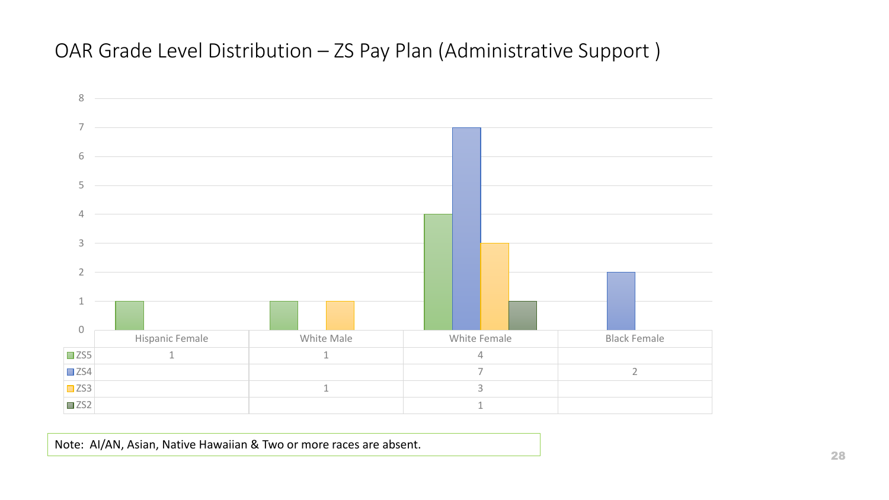# OAR Grade Level Distribution – ZS Pay Plan (Administrative Support )

| | Hispanic Female | White Male | White Female | Black Female |
|---|---|---|---|---|
| ZS5 | 1 | 1 | 4 | |
| ZS4 | | | 7 | 2 |
| ZS3 | | 1 | 3 | |
| ZS2 | | | 1 | |

Note: AI/AN, Asian, Native Hawaiian & Two or more races are absent.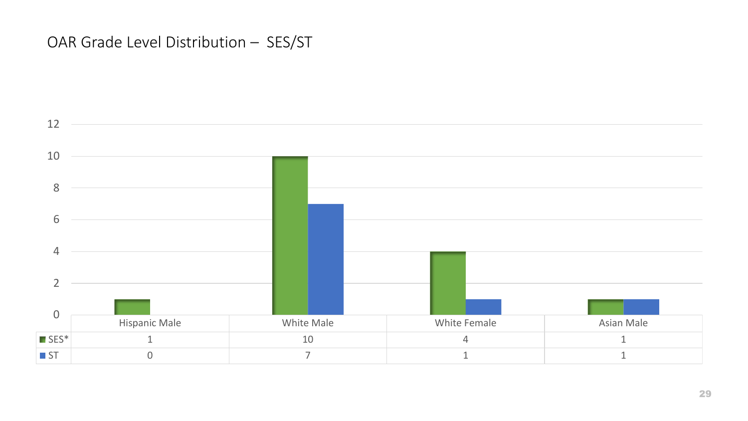# OAR Grade Level Distribution – SES/ST

| | Hispanic Male | White Male | White Female | Asian Male |
|---|---|---|---|---|
| SES* | 1 | 10 | 4 | 1 |
| ST | 0 | 7 | 1 | 1 |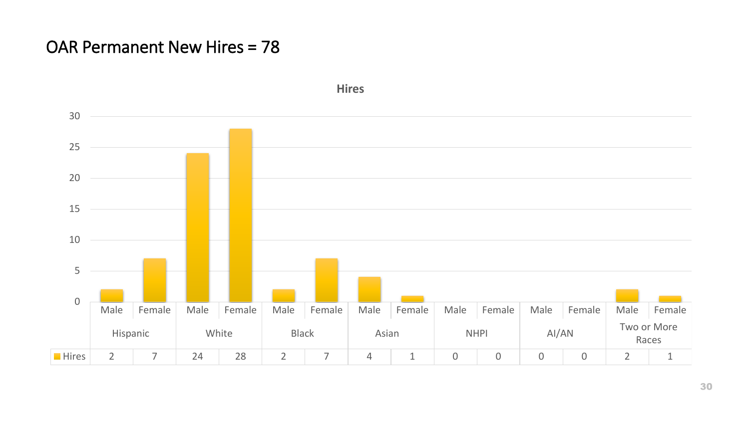# OAR Permanent New Hires = 78

**Hires**

| | Hispanic | | White | | Black | | Asian | | NHPI | | AI/AN | | Two or More Races | |
|---|---|---|---|---|---|---|---|---|---|---|---|---|---|---|
| | Male | Female | Male | Female | Male | Female | Male | Female | Male | Female | Male | Female | Male | Female |
| Hires | 2 | 7 | 24 | 28 | 2 | 7 | 4 | 1 | 0 | 0 | 0 | 0 | 2 | 1 |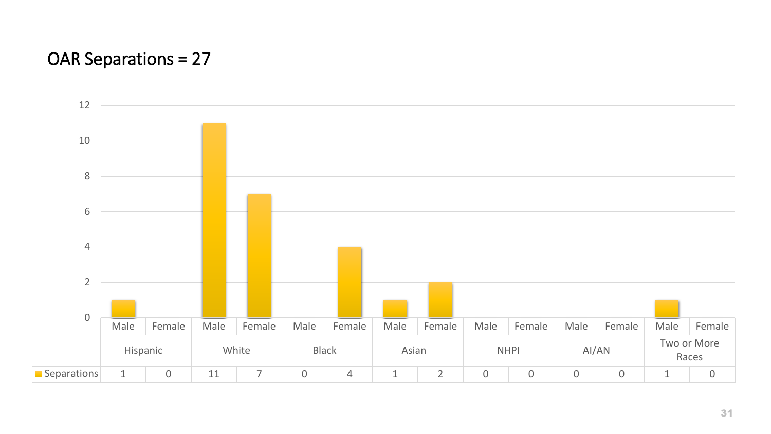# OAR Separations = 27

| | Hispanic | | White | | Black | | Asian | | NHPI | | AI/AN | | Two or More Races | |
|---|---|---|---|---|---|---|---|---|---|---|---|---|---|---|
| | Male | Female | Male | Female | Male | Female | Male | Female | Male | Female | Male | Female | Male | Female |
| Separations | 1 | 0 | 11 | 7 | 0 | 4 | 1 | 2 | 0 | 0 | 0 | 0 | 1 | 0 |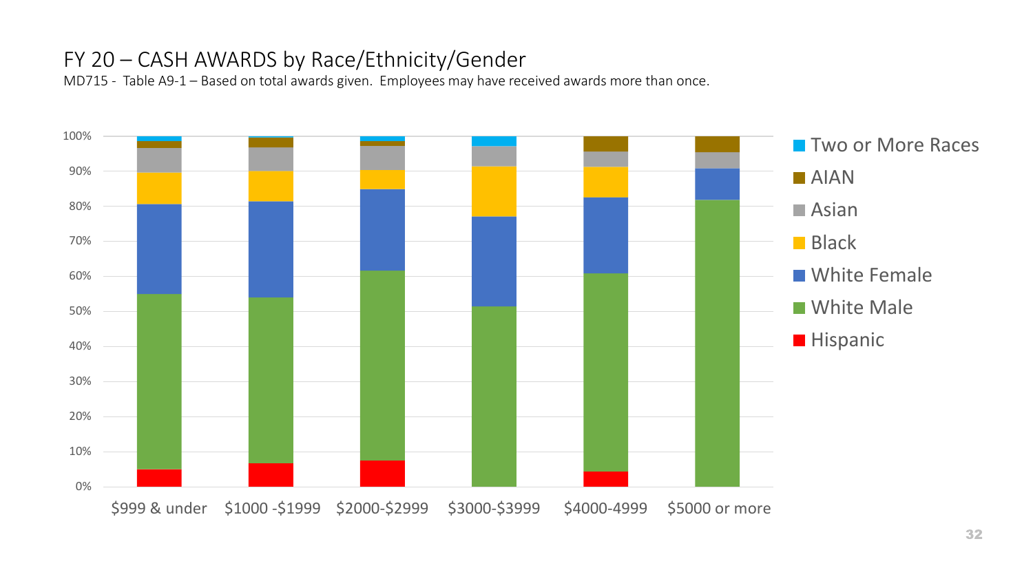# FY 20 – CASH AWARDS by Race/Ethnicity/Gender

MD715 - Table A9-1 – Based on total awards given. Employees may have received awards more than once.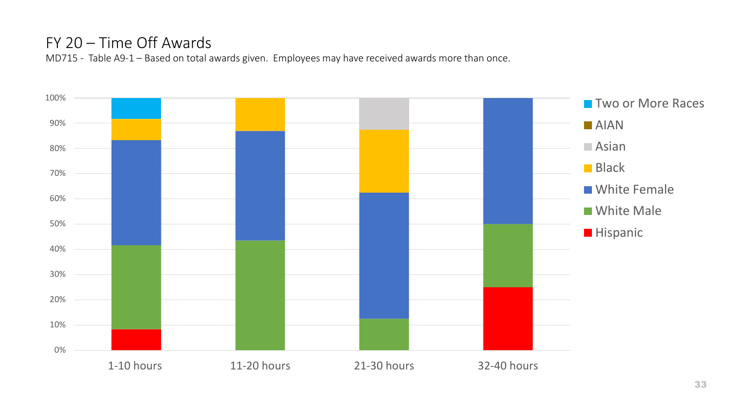# FY 20 – Time Off Awards

MD715 - Table A9-1 – Based on total awards given. Employees may have received awards more than once.

100%
90%
80%
70%
60%
50%
40%
30%
20%
10%
0%

1-10 hours
11-20 hours
21-30 hours
32-40 hours

Two or More Races
AIAN
Asian
Black
White Female
White Male
Hispanic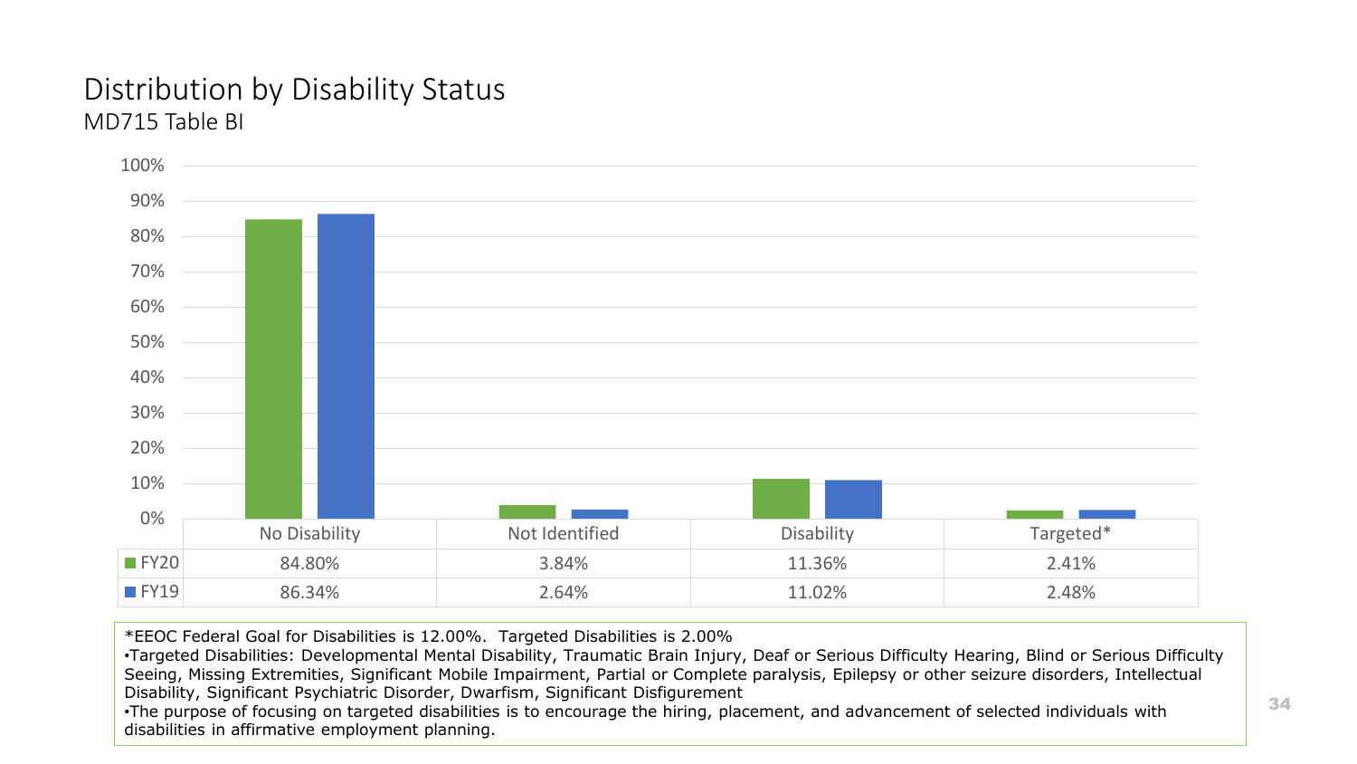# Distribution by Disability Status

MD715 Table BI

| | No Disability | Not Identified | Disability | Targeted* |
|---|---|---|---|---|
| FY20 | 84.80% | 3.84% | 11.36% | 2.41% |
| FY19 | 86.34% | 2.64% | 11.02% | 2.48% |

*EEOC Federal Goal for Disabilities is 12.00%. Targeted Disabilities is 2.00%

- Targeted Disabilities: Developmental Mental Disability, Traumatic Brain Injury, Deaf or Serious Difficulty Hearing, Blind or Serious Difficulty Seeing, Missing Extremities, Significant Mobile Impairment, Partial or Complete paralysis, Epilepsy or other seizure disorders, Intellectual Disability, Significant Psychiatric Disorder, Dwarfism, Significant Disfigurement
- The purpose of focusing on targeted disabilities is to encourage the hiring, placement, and advancement of selected individuals with disabilities in affirmative employment planning.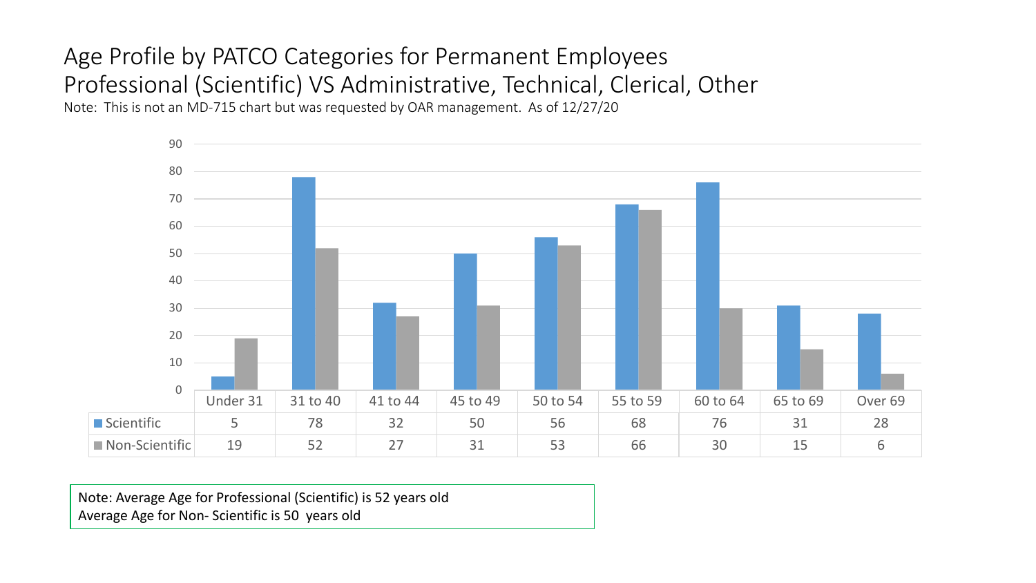# Age Profile by PATCO Categories for Permanent Employees

## Professional (Scientific) VS Administrative, Technical, Clerical, Other

Note: This is not an MD-715 chart but was requested by OAR management. As of 12/27/20

| | Under 31 | 31 to 40 | 41 to 44 | 45 to 49 | 50 to 54 | 55 to 59 | 60 to 64 | 65 to 69 | Over 69 |
|---|---|---|---|---|---|---|---|---|---|
| Scientific | 5 | 78 | 32 | 50 | 56 | 68 | 76 | 31 | 28 |
| Non-Scientific | 19 | 52 | 27 | 31 | 53 | 66 | 30 | 15 | 6 |

Note: Average Age for Professional (Scientific) is 52 years old
Average Age for Non- Scientific is 50 years old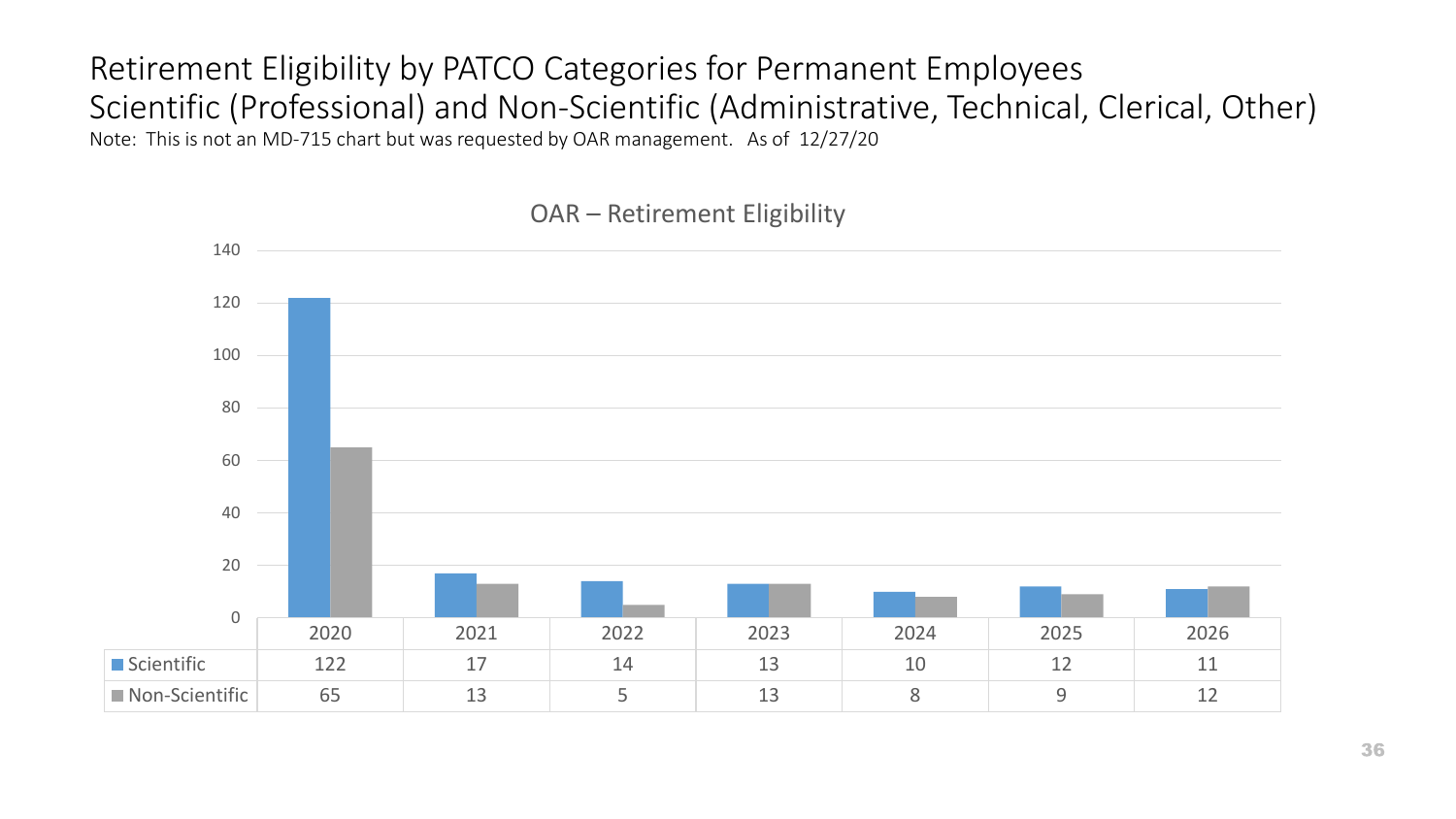# Retirement Eligibility by PATCO Categories for Permanent Employees

## Scientific (Professional) and Non-Scientific (Administrative, Technical, Clerical, Other)

Note: This is not an MD-715 chart but was requested by OAR management. As of 12/27/20

OAR – Retirement Eligibility

140
120
100
80
60
40
20
0

| | 2020 | 2021 | 2022 | 2023 | 2024 | 2025 | 2026 |
|---|---|---|---|---|---|---|---|
| Scientific | 122 | 17 | 14 | 13 | 10 | 12 | 11 |
| Non-Scientific | 65 | 13 | 5 | 13 | 8 | 9 | 12 |